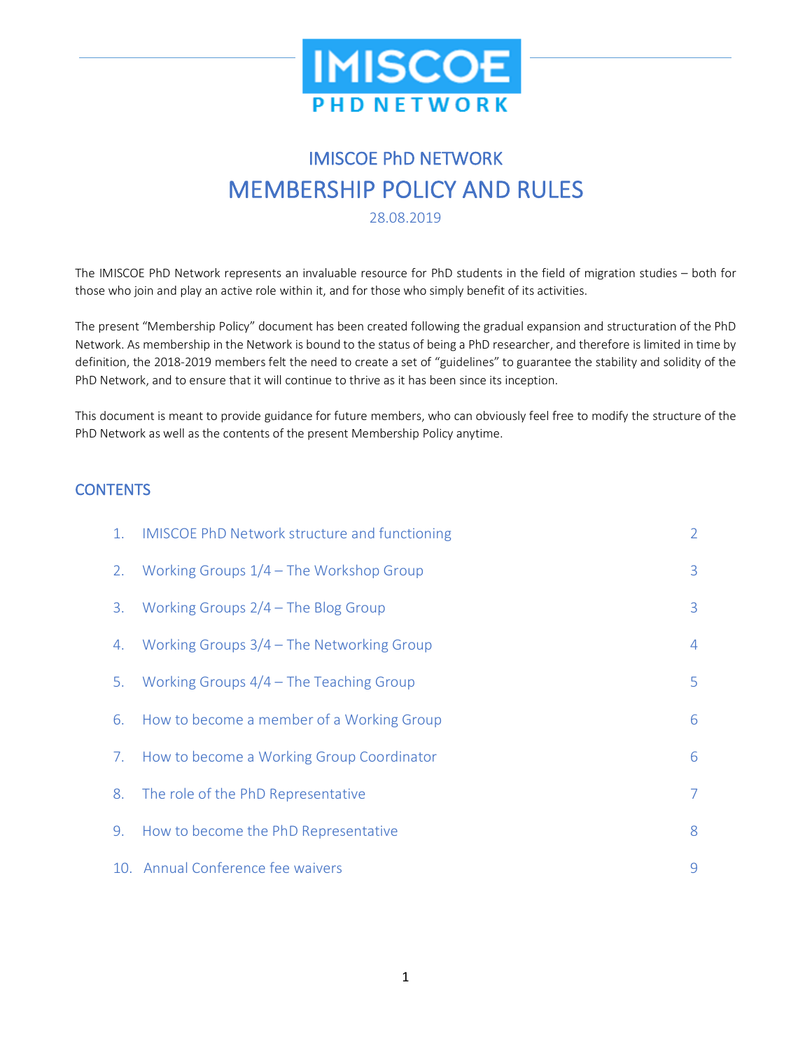IMISCOE PHD NETWORK

# IMISCOE PhD NETWORK
# MEMBERSHIP POLICY AND RULES

28.08.2019

The IMISCOE PhD Network represents an invaluable resource for PhD students in the field of migration studies – both for those who join and play an active role within it, and for those who simply benefit of its activities.

The present "Membership Policy" document has been created following the gradual expansion and structuration of the PhD Network. As membership in the Network is bound to the status of being a PhD researcher, and therefore is limited in time by definition, the 2018-2019 members felt the need to create a set of "guidelines" to guarantee the stability and solidity of the PhD Network, and to ensure that it will continue to thrive as it has been since its inception.

This document is meant to provide guidance for future members, who can obviously feel free to modify the structure of the PhD Network as well as the contents of the present Membership Policy anytime.

## CONTENTS

| | | |
|---|---|---|
| 1. | IMISCOE PhD Network structure and functioning | 2 |
| 2. | Working Groups 1/4 – The Workshop Group | 3 |
| 3. | Working Groups 2/4 – The Blog Group | 3 |
| 4. | Working Groups 3/4 – The Networking Group | 4 |
| 5. | Working Groups 4/4 – The Teaching Group | 5 |
| 6. | How to become a member of a Working Group | 6 |
| 7. | How to become a Working Group Coordinator | 6 |
| 8. | The role of the PhD Representative | 7 |
| 9. | How to become the PhD Representative | 8 |
| 10. | Annual Conference fee waivers | 9 |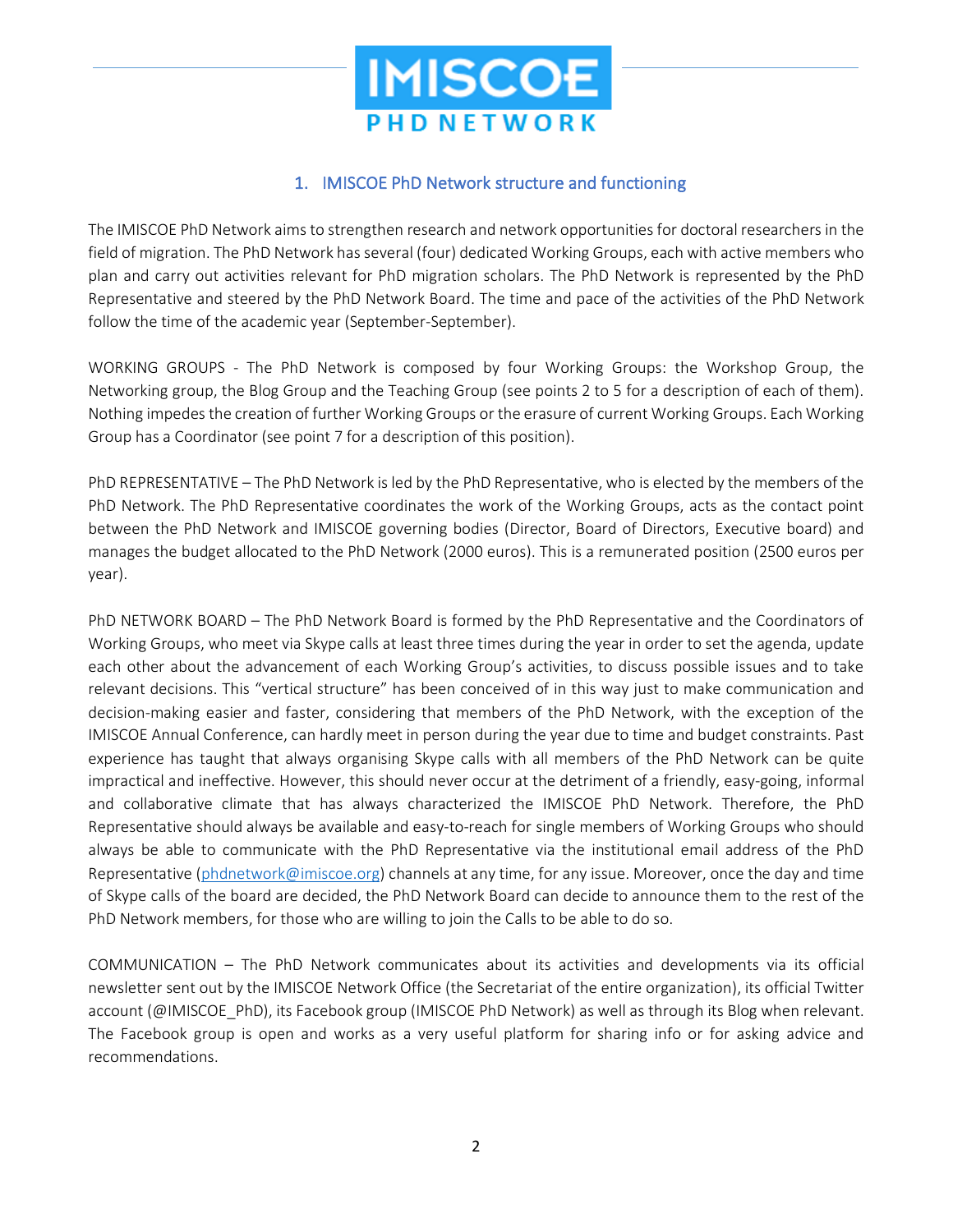## 1. IMISCOE PhD Network structure and functioning

The IMISCOE PhD Network aims to strengthen research and network opportunities for doctoral researchers in the field of migration. The PhD Network has several (four) dedicated Working Groups, each with active members who plan and carry out activities relevant for PhD migration scholars. The PhD Network is represented by the PhD Representative and steered by the PhD Network Board. The time and pace of the activities of the PhD Network follow the time of the academic year (September-September).

WORKING GROUPS - The PhD Network is composed by four Working Groups: the Workshop Group, the Networking group, the Blog Group and the Teaching Group (see points 2 to 5 for a description of each of them). Nothing impedes the creation of further Working Groups or the erasure of current Working Groups. Each Working Group has a Coordinator (see point 7 for a description of this position).

PhD REPRESENTATIVE – The PhD Network is led by the PhD Representative, who is elected by the members of the PhD Network. The PhD Representative coordinates the work of the Working Groups, acts as the contact point between the PhD Network and IMISCOE governing bodies (Director, Board of Directors, Executive board) and manages the budget allocated to the PhD Network (2000 euros). This is a remunerated position (2500 euros per year).

PhD NETWORK BOARD – The PhD Network Board is formed by the PhD Representative and the Coordinators of Working Groups, who meet via Skype calls at least three times during the year in order to set the agenda, update each other about the advancement of each Working Group's activities, to discuss possible issues and to take relevant decisions. This "vertical structure" has been conceived of in this way just to make communication and decision-making easier and faster, considering that members of the PhD Network, with the exception of the IMISCOE Annual Conference, can hardly meet in person during the year due to time and budget constraints. Past experience has taught that always organising Skype calls with all members of the PhD Network can be quite impractical and ineffective. However, this should never occur at the detriment of a friendly, easy-going, informal and collaborative climate that has always characterized the IMISCOE PhD Network. Therefore, the PhD Representative should always be available and easy-to-reach for single members of Working Groups who should always be able to communicate with the PhD Representative via the institutional email address of the PhD Representative (phdnetwork@imiscoe.org) channels at any time, for any issue. Moreover, once the day and time of Skype calls of the board are decided, the PhD Network Board can decide to announce them to the rest of the PhD Network members, for those who are willing to join the Calls to be able to do so.

COMMUNICATION – The PhD Network communicates about its activities and developments via its official newsletter sent out by the IMISCOE Network Office (the Secretariat of the entire organization), its official Twitter account (@IMISCOE_PhD), its Facebook group (IMISCOE PhD Network) as well as through its Blog when relevant. The Facebook group is open and works as a very useful platform for sharing info or for asking advice and recommendations.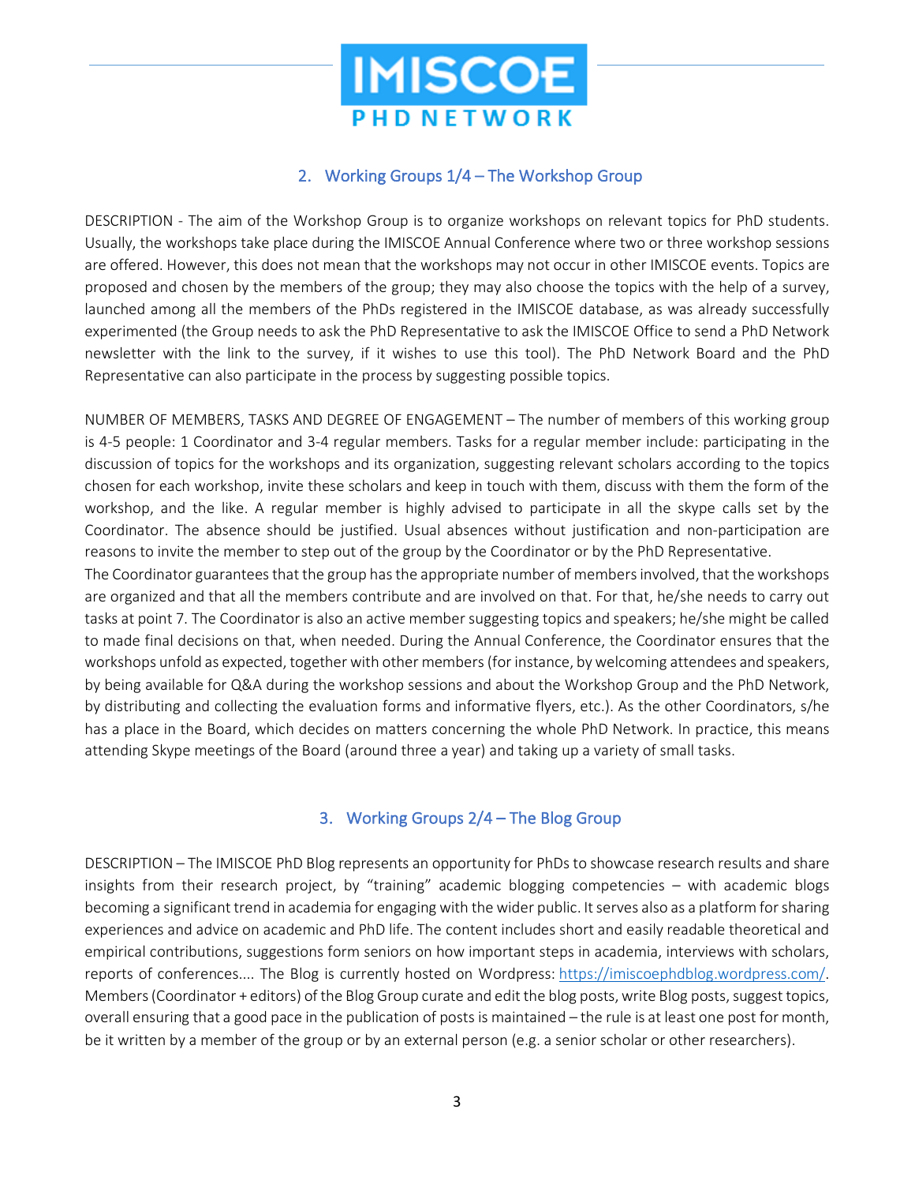## 2. Working Groups 1/4 – The Workshop Group

DESCRIPTION - The aim of the Workshop Group is to organize workshops on relevant topics for PhD students. Usually, the workshops take place during the IMISCOE Annual Conference where two or three workshop sessions are offered. However, this does not mean that the workshops may not occur in other IMISCOE events. Topics are proposed and chosen by the members of the group; they may also choose the topics with the help of a survey, launched among all the members of the PhDs registered in the IMISCOE database, as was already successfully experimented (the Group needs to ask the PhD Representative to ask the IMISCOE Office to send a PhD Network newsletter with the link to the survey, if it wishes to use this tool). The PhD Network Board and the PhD Representative can also participate in the process by suggesting possible topics.

NUMBER OF MEMBERS, TASKS AND DEGREE OF ENGAGEMENT – The number of members of this working group is 4-5 people: 1 Coordinator and 3-4 regular members. Tasks for a regular member include: participating in the discussion of topics for the workshops and its organization, suggesting relevant scholars according to the topics chosen for each workshop, invite these scholars and keep in touch with them, discuss with them the form of the workshop, and the like. A regular member is highly advised to participate in all the skype calls set by the Coordinator. The absence should be justified. Usual absences without justification and non-participation are reasons to invite the member to step out of the group by the Coordinator or by the PhD Representative.
The Coordinator guarantees that the group has the appropriate number of members involved, that the workshops are organized and that all the members contribute and are involved on that. For that, he/she needs to carry out tasks at point 7. The Coordinator is also an active member suggesting topics and speakers; he/she might be called to made final decisions on that, when needed. During the Annual Conference, the Coordinator ensures that the workshops unfold as expected, together with other members (for instance, by welcoming attendees and speakers, by being available for Q&A during the workshop sessions and about the Workshop Group and the PhD Network, by distributing and collecting the evaluation forms and informative flyers, etc.). As the other Coordinators, s/he has a place in the Board, which decides on matters concerning the whole PhD Network. In practice, this means attending Skype meetings of the Board (around three a year) and taking up a variety of small tasks.

## 3. Working Groups 2/4 – The Blog Group

DESCRIPTION – The IMISCOE PhD Blog represents an opportunity for PhDs to showcase research results and share insights from their research project, by "training" academic blogging competencies – with academic blogs becoming a significant trend in academia for engaging with the wider public. It serves also as a platform for sharing experiences and advice on academic and PhD life. The content includes short and easily readable theoretical and empirical contributions, suggestions form seniors on how important steps in academia, interviews with scholars, reports of conferences.... The Blog is currently hosted on Wordpress: https://imiscoephdblog.wordpress.com/. Members (Coordinator + editors) of the Blog Group curate and edit the blog posts, write Blog posts, suggest topics, overall ensuring that a good pace in the publication of posts is maintained – the rule is at least one post for month, be it written by a member of the group or by an external person (e.g. a senior scholar or other researchers).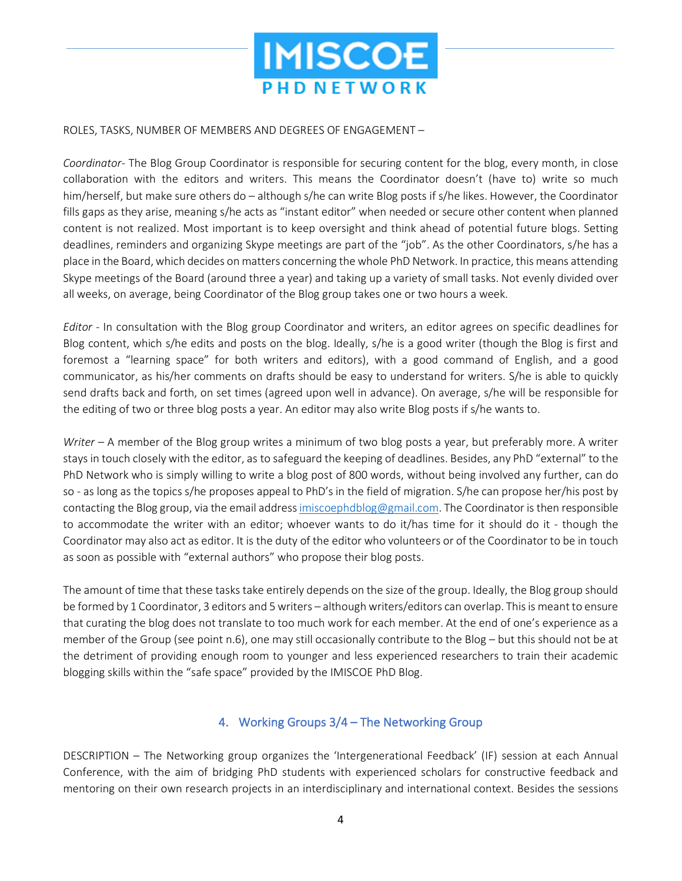ROLES, TASKS, NUMBER OF MEMBERS AND DEGREES OF ENGAGEMENT –

*Coordinator*- The Blog Group Coordinator is responsible for securing content for the blog, every month, in close collaboration with the editors and writers. This means the Coordinator doesn't (have to) write so much him/herself, but make sure others do – although s/he can write Blog posts if s/he likes. However, the Coordinator fills gaps as they arise, meaning s/he acts as "instant editor" when needed or secure other content when planned content is not realized. Most important is to keep oversight and think ahead of potential future blogs. Setting deadlines, reminders and organizing Skype meetings are part of the "job". As the other Coordinators, s/he has a place in the Board, which decides on matters concerning the whole PhD Network. In practice, this means attending Skype meetings of the Board (around three a year) and taking up a variety of small tasks. Not evenly divided over all weeks, on average, being Coordinator of the Blog group takes one or two hours a week.

*Editor* - In consultation with the Blog group Coordinator and writers, an editor agrees on specific deadlines for Blog content, which s/he edits and posts on the blog. Ideally, s/he is a good writer (though the Blog is first and foremost a "learning space" for both writers and editors), with a good command of English, and a good communicator, as his/her comments on drafts should be easy to understand for writers. S/he is able to quickly send drafts back and forth, on set times (agreed upon well in advance). On average, s/he will be responsible for the editing of two or three blog posts a year. An editor may also write Blog posts if s/he wants to.

*Writer* – A member of the Blog group writes a minimum of two blog posts a year, but preferably more. A writer stays in touch closely with the editor, as to safeguard the keeping of deadlines. Besides, any PhD "external" to the PhD Network who is simply willing to write a blog post of 800 words, without being involved any further, can do so - as long as the topics s/he proposes appeal to PhD's in the field of migration. S/he can propose her/his post by contacting the Blog group, via the email address imiscoephdblog@gmail.com. The Coordinator is then responsible to accommodate the writer with an editor; whoever wants to do it/has time for it should do it - though the Coordinator may also act as editor. It is the duty of the editor who volunteers or of the Coordinator to be in touch as soon as possible with "external authors" who propose their blog posts.

The amount of time that these tasks take entirely depends on the size of the group. Ideally, the Blog group should be formed by 1 Coordinator, 3 editors and 5 writers – although writers/editors can overlap. This is meant to ensure that curating the blog does not translate to too much work for each member. At the end of one's experience as a member of the Group (see point n.6), one may still occasionally contribute to the Blog – but this should not be at the detriment of providing enough room to younger and less experienced researchers to train their academic blogging skills within the "safe space" provided by the IMISCOE PhD Blog.

## 4. Working Groups 3/4 – The Networking Group

DESCRIPTION – The Networking group organizes the 'Intergenerational Feedback' (IF) session at each Annual Conference, with the aim of bridging PhD students with experienced scholars for constructive feedback and mentoring on their own research projects in an interdisciplinary and international context. Besides the sessions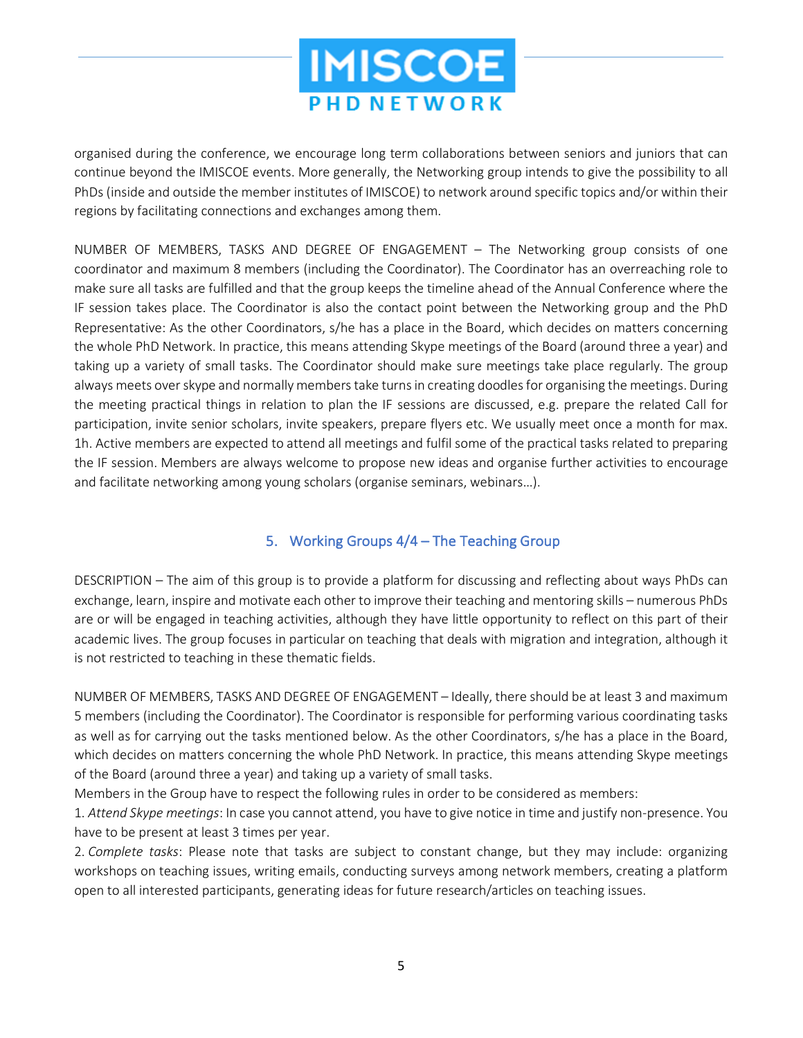organised during the conference, we encourage long term collaborations between seniors and juniors that can continue beyond the IMISCOE events. More generally, the Networking group intends to give the possibility to all PhDs (inside and outside the member institutes of IMISCOE) to network around specific topics and/or within their regions by facilitating connections and exchanges among them.

NUMBER OF MEMBERS, TASKS AND DEGREE OF ENGAGEMENT – The Networking group consists of one coordinator and maximum 8 members (including the Coordinator). The Coordinator has an overreaching role to make sure all tasks are fulfilled and that the group keeps the timeline ahead of the Annual Conference where the IF session takes place. The Coordinator is also the contact point between the Networking group and the PhD Representative: As the other Coordinators, s/he has a place in the Board, which decides on matters concerning the whole PhD Network. In practice, this means attending Skype meetings of the Board (around three a year) and taking up a variety of small tasks. The Coordinator should make sure meetings take place regularly. The group always meets over skype and normally members take turns in creating doodles for organising the meetings. During the meeting practical things in relation to plan the IF sessions are discussed, e.g. prepare the related Call for participation, invite senior scholars, invite speakers, prepare flyers etc. We usually meet once a month for max. 1h. Active members are expected to attend all meetings and fulfil some of the practical tasks related to preparing the IF session. Members are always welcome to propose new ideas and organise further activities to encourage and facilitate networking among young scholars (organise seminars, webinars…).

## 5. Working Groups 4/4 – The Teaching Group

DESCRIPTION – The aim of this group is to provide a platform for discussing and reflecting about ways PhDs can exchange, learn, inspire and motivate each other to improve their teaching and mentoring skills – numerous PhDs are or will be engaged in teaching activities, although they have little opportunity to reflect on this part of their academic lives. The group focuses in particular on teaching that deals with migration and integration, although it is not restricted to teaching in these thematic fields.

NUMBER OF MEMBERS, TASKS AND DEGREE OF ENGAGEMENT – Ideally, there should be at least 3 and maximum 5 members (including the Coordinator). The Coordinator is responsible for performing various coordinating tasks as well as for carrying out the tasks mentioned below. As the other Coordinators, s/he has a place in the Board, which decides on matters concerning the whole PhD Network. In practice, this means attending Skype meetings of the Board (around three a year) and taking up a variety of small tasks.

Members in the Group have to respect the following rules in order to be considered as members:

1. *Attend Skype meetings*: In case you cannot attend, you have to give notice in time and justify non-presence. You have to be present at least 3 times per year.

2. *Complete tasks*: Please note that tasks are subject to constant change, but they may include: organizing workshops on teaching issues, writing emails, conducting surveys among network members, creating a platform open to all interested participants, generating ideas for future research/articles on teaching issues.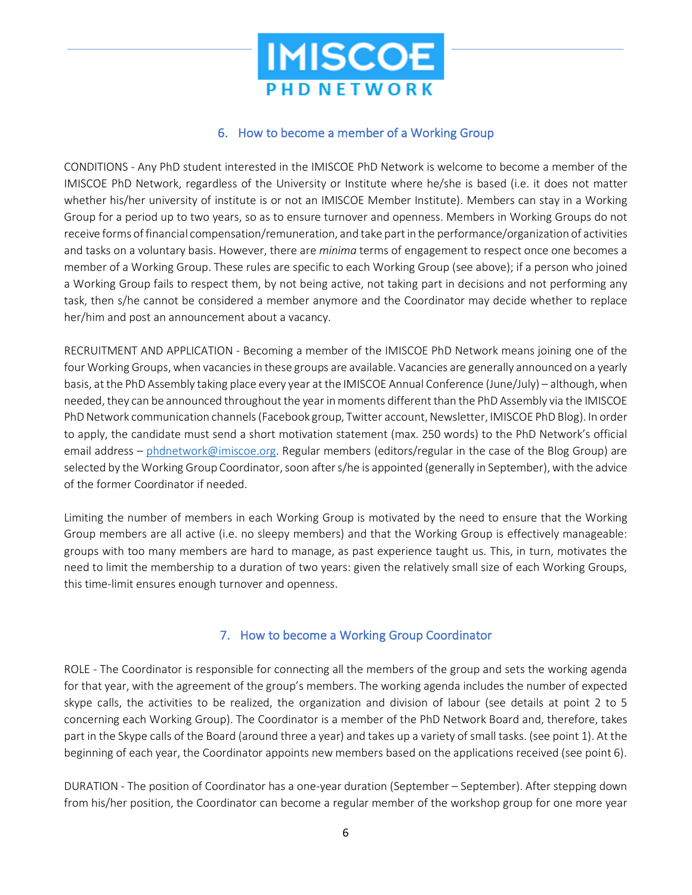## 6. How to become a member of a Working Group

CONDITIONS - Any PhD student interested in the IMISCOE PhD Network is welcome to become a member of the IMISCOE PhD Network, regardless of the University or Institute where he/she is based (i.e. it does not matter whether his/her university of institute is or not an IMISCOE Member Institute). Members can stay in a Working Group for a period up to two years, so as to ensure turnover and openness. Members in Working Groups do not receive forms of financial compensation/remuneration, and take part in the performance/organization of activities and tasks on a voluntary basis. However, there are *minima* terms of engagement to respect once one becomes a member of a Working Group. These rules are specific to each Working Group (see above); if a person who joined a Working Group fails to respect them, by not being active, not taking part in decisions and not performing any task, then s/he cannot be considered a member anymore and the Coordinator may decide whether to replace her/him and post an announcement about a vacancy.

RECRUITMENT AND APPLICATION - Becoming a member of the IMISCOE PhD Network means joining one of the four Working Groups, when vacancies in these groups are available. Vacancies are generally announced on a yearly basis, at the PhD Assembly taking place every year at the IMISCOE Annual Conference (June/July) – although, when needed, they can be announced throughout the year in moments different than the PhD Assembly via the IMISCOE PhD Network communication channels (Facebook group, Twitter account, Newsletter, IMISCOE PhD Blog). In order to apply, the candidate must send a short motivation statement (max. 250 words) to the PhD Network's official email address – phdnetwork@imiscoe.org. Regular members (editors/regular in the case of the Blog Group) are selected by the Working Group Coordinator, soon after s/he is appointed (generally in September), with the advice of the former Coordinator if needed.

Limiting the number of members in each Working Group is motivated by the need to ensure that the Working Group members are all active (i.e. no sleepy members) and that the Working Group is effectively manageable: groups with too many members are hard to manage, as past experience taught us. This, in turn, motivates the need to limit the membership to a duration of two years: given the relatively small size of each Working Groups, this time-limit ensures enough turnover and openness.

## 7. How to become a Working Group Coordinator

ROLE - The Coordinator is responsible for connecting all the members of the group and sets the working agenda for that year, with the agreement of the group's members. The working agenda includes the number of expected skype calls, the activities to be realized, the organization and division of labour (see details at point 2 to 5 concerning each Working Group). The Coordinator is a member of the PhD Network Board and, therefore, takes part in the Skype calls of the Board (around three a year) and takes up a variety of small tasks. (see point 1). At the beginning of each year, the Coordinator appoints new members based on the applications received (see point 6).

DURATION - The position of Coordinator has a one-year duration (September – September). After stepping down from his/her position, the Coordinator can become a regular member of the workshop group for one more year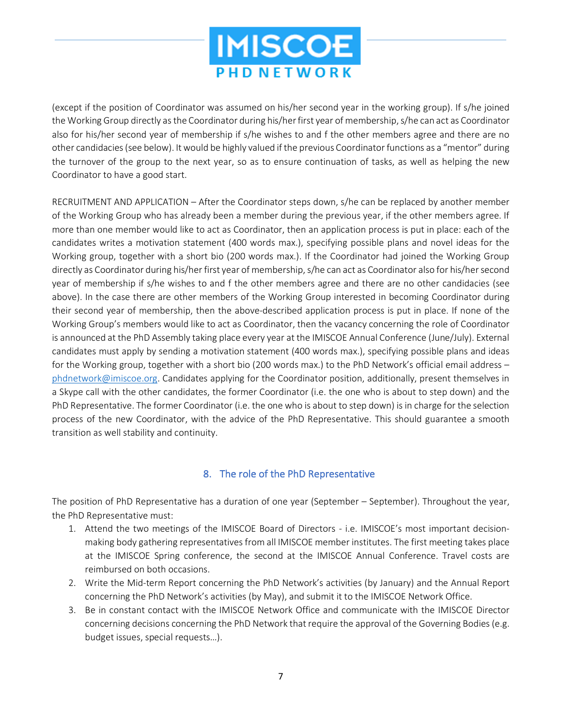(except if the position of Coordinator was assumed on his/her second year in the working group). If s/he joined the Working Group directly as the Coordinator during his/her first year of membership, s/he can act as Coordinator also for his/her second year of membership if s/he wishes to and f the other members agree and there are no other candidacies (see below). It would be highly valued if the previous Coordinator functions as a "mentor" during the turnover of the group to the next year, so as to ensure continuation of tasks, as well as helping the new Coordinator to have a good start.

RECRUITMENT AND APPLICATION – After the Coordinator steps down, s/he can be replaced by another member of the Working Group who has already been a member during the previous year, if the other members agree. If more than one member would like to act as Coordinator, then an application process is put in place: each of the candidates writes a motivation statement (400 words max.), specifying possible plans and novel ideas for the Working group, together with a short bio (200 words max.). If the Coordinator had joined the Working Group directly as Coordinator during his/her first year of membership, s/he can act as Coordinator also for his/her second year of membership if s/he wishes to and f the other members agree and there are no other candidacies (see above). In the case there are other members of the Working Group interested in becoming Coordinator during their second year of membership, then the above-described application process is put in place. If none of the Working Group's members would like to act as Coordinator, then the vacancy concerning the role of Coordinator is announced at the PhD Assembly taking place every year at the IMISCOE Annual Conference (June/July). External candidates must apply by sending a motivation statement (400 words max.), specifying possible plans and ideas for the Working group, together with a short bio (200 words max.) to the PhD Network's official email address – phdnetwork@imiscoe.org. Candidates applying for the Coordinator position, additionally, present themselves in a Skype call with the other candidates, the former Coordinator (i.e. the one who is about to step down) and the PhD Representative. The former Coordinator (i.e. the one who is about to step down) is in charge for the selection process of the new Coordinator, with the advice of the PhD Representative. This should guarantee a smooth transition as well stability and continuity.

## 8. The role of the PhD Representative

The position of PhD Representative has a duration of one year (September – September). Throughout the year, the PhD Representative must:

1. Attend the two meetings of the IMISCOE Board of Directors - i.e. IMISCOE's most important decision-making body gathering representatives from all IMISCOE member institutes. The first meeting takes place at the IMISCOE Spring conference, the second at the IMISCOE Annual Conference. Travel costs are reimbursed on both occasions.
2. Write the Mid-term Report concerning the PhD Network's activities (by January) and the Annual Report concerning the PhD Network's activities (by May), and submit it to the IMISCOE Network Office.
3. Be in constant contact with the IMISCOE Network Office and communicate with the IMISCOE Director concerning decisions concerning the PhD Network that require the approval of the Governing Bodies (e.g. budget issues, special requests…).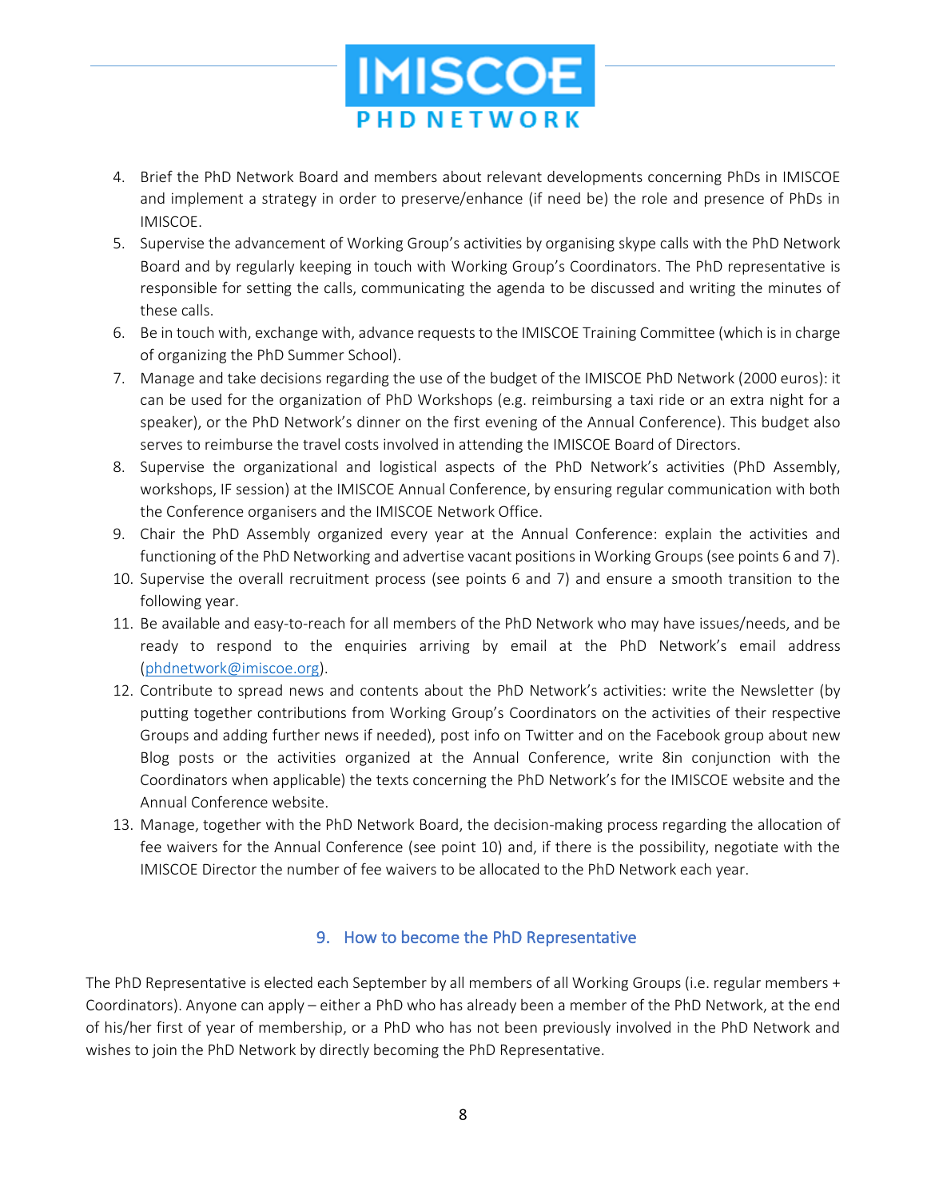4. Brief the PhD Network Board and members about relevant developments concerning PhDs in IMISCOE and implement a strategy in order to preserve/enhance (if need be) the role and presence of PhDs in IMISCOE.
5. Supervise the advancement of Working Group's activities by organising skype calls with the PhD Network Board and by regularly keeping in touch with Working Group's Coordinators. The PhD representative is responsible for setting the calls, communicating the agenda to be discussed and writing the minutes of these calls.
6. Be in touch with, exchange with, advance requests to the IMISCOE Training Committee (which is in charge of organizing the PhD Summer School).
7. Manage and take decisions regarding the use of the budget of the IMISCOE PhD Network (2000 euros): it can be used for the organization of PhD Workshops (e.g. reimbursing a taxi ride or an extra night for a speaker), or the PhD Network's dinner on the first evening of the Annual Conference). This budget also serves to reimburse the travel costs involved in attending the IMISCOE Board of Directors.
8. Supervise the organizational and logistical aspects of the PhD Network's activities (PhD Assembly, workshops, IF session) at the IMISCOE Annual Conference, by ensuring regular communication with both the Conference organisers and the IMISCOE Network Office.
9. Chair the PhD Assembly organized every year at the Annual Conference: explain the activities and functioning of the PhD Networking and advertise vacant positions in Working Groups (see points 6 and 7).
10. Supervise the overall recruitment process (see points 6 and 7) and ensure a smooth transition to the following year.
11. Be available and easy-to-reach for all members of the PhD Network who may have issues/needs, and be ready to respond to the enquiries arriving by email at the PhD Network's email address (phdnetwork@imiscoe.org).
12. Contribute to spread news and contents about the PhD Network's activities: write the Newsletter (by putting together contributions from Working Group's Coordinators on the activities of their respective Groups and adding further news if needed), post info on Twitter and on the Facebook group about new Blog posts or the activities organized at the Annual Conference, write 8in conjunction with the Coordinators when applicable) the texts concerning the PhD Network's for the IMISCOE website and the Annual Conference website.
13. Manage, together with the PhD Network Board, the decision-making process regarding the allocation of fee waivers for the Annual Conference (see point 10) and, if there is the possibility, negotiate with the IMISCOE Director the number of fee waivers to be allocated to the PhD Network each year.

## 9. How to become the PhD Representative

The PhD Representative is elected each September by all members of all Working Groups (i.e. regular members + Coordinators). Anyone can apply – either a PhD who has already been a member of the PhD Network, at the end of his/her first of year of membership, or a PhD who has not been previously involved in the PhD Network and wishes to join the PhD Network by directly becoming the PhD Representative.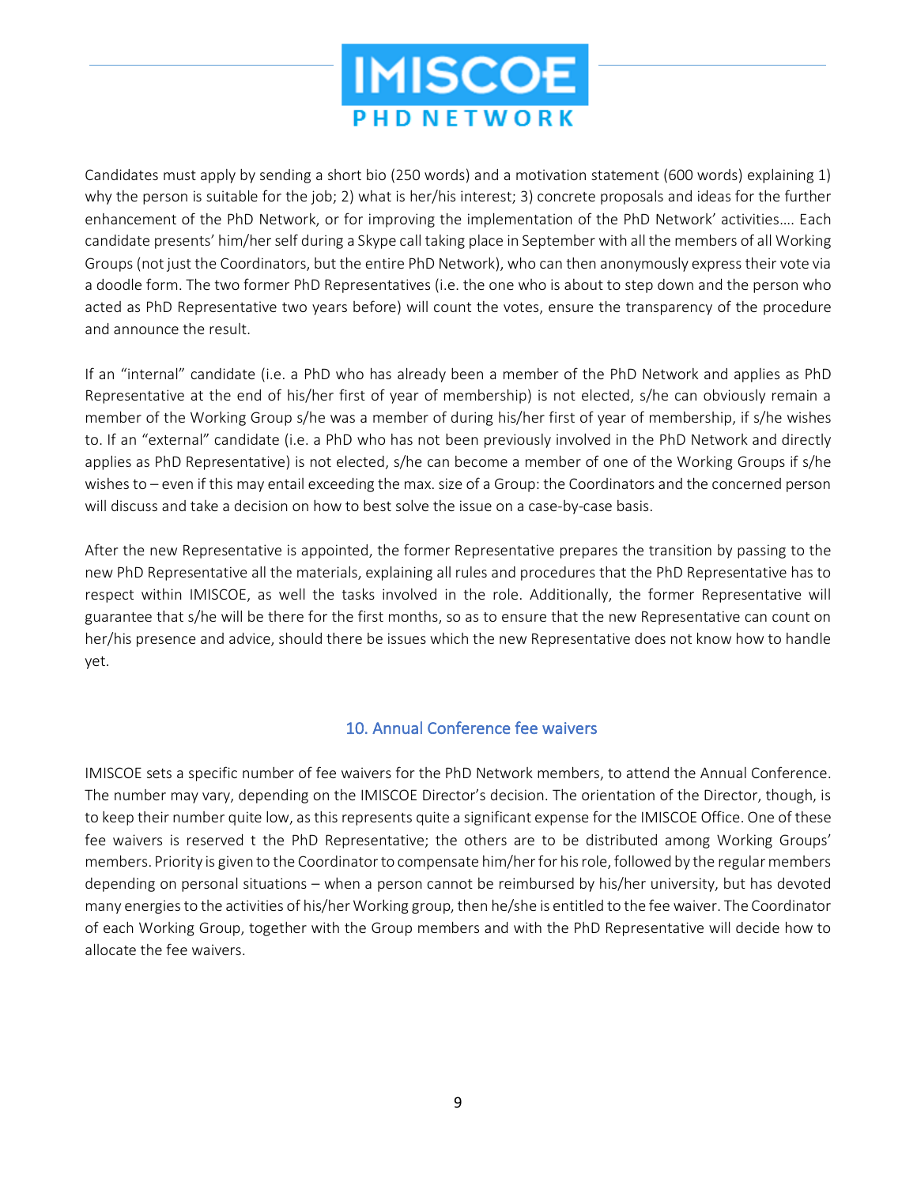Candidates must apply by sending a short bio (250 words) and a motivation statement (600 words) explaining 1) why the person is suitable for the job; 2) what is her/his interest; 3) concrete proposals and ideas for the further enhancement of the PhD Network, or for improving the implementation of the PhD Network' activities…. Each candidate presents' him/her self during a Skype call taking place in September with all the members of all Working Groups (not just the Coordinators, but the entire PhD Network), who can then anonymously express their vote via a doodle form. The two former PhD Representatives (i.e. the one who is about to step down and the person who acted as PhD Representative two years before) will count the votes, ensure the transparency of the procedure and announce the result.

If an "internal" candidate (i.e. a PhD who has already been a member of the PhD Network and applies as PhD Representative at the end of his/her first of year of membership) is not elected, s/he can obviously remain a member of the Working Group s/he was a member of during his/her first of year of membership, if s/he wishes to. If an "external" candidate (i.e. a PhD who has not been previously involved in the PhD Network and directly applies as PhD Representative) is not elected, s/he can become a member of one of the Working Groups if s/he wishes to – even if this may entail exceeding the max. size of a Group: the Coordinators and the concerned person will discuss and take a decision on how to best solve the issue on a case-by-case basis.

After the new Representative is appointed, the former Representative prepares the transition by passing to the new PhD Representative all the materials, explaining all rules and procedures that the PhD Representative has to respect within IMISCOE, as well the tasks involved in the role. Additionally, the former Representative will guarantee that s/he will be there for the first months, so as to ensure that the new Representative can count on her/his presence and advice, should there be issues which the new Representative does not know how to handle yet.

## 10. Annual Conference fee waivers

IMISCOE sets a specific number of fee waivers for the PhD Network members, to attend the Annual Conference. The number may vary, depending on the IMISCOE Director's decision. The orientation of the Director, though, is to keep their number quite low, as this represents quite a significant expense for the IMISCOE Office. One of these fee waivers is reserved t the PhD Representative; the others are to be distributed among Working Groups' members. Priority is given to the Coordinator to compensate him/her for his role, followed by the regular members depending on personal situations – when a person cannot be reimbursed by his/her university, but has devoted many energies to the activities of his/her Working group, then he/she is entitled to the fee waiver. The Coordinator of each Working Group, together with the Group members and with the PhD Representative will decide how to allocate the fee waivers.